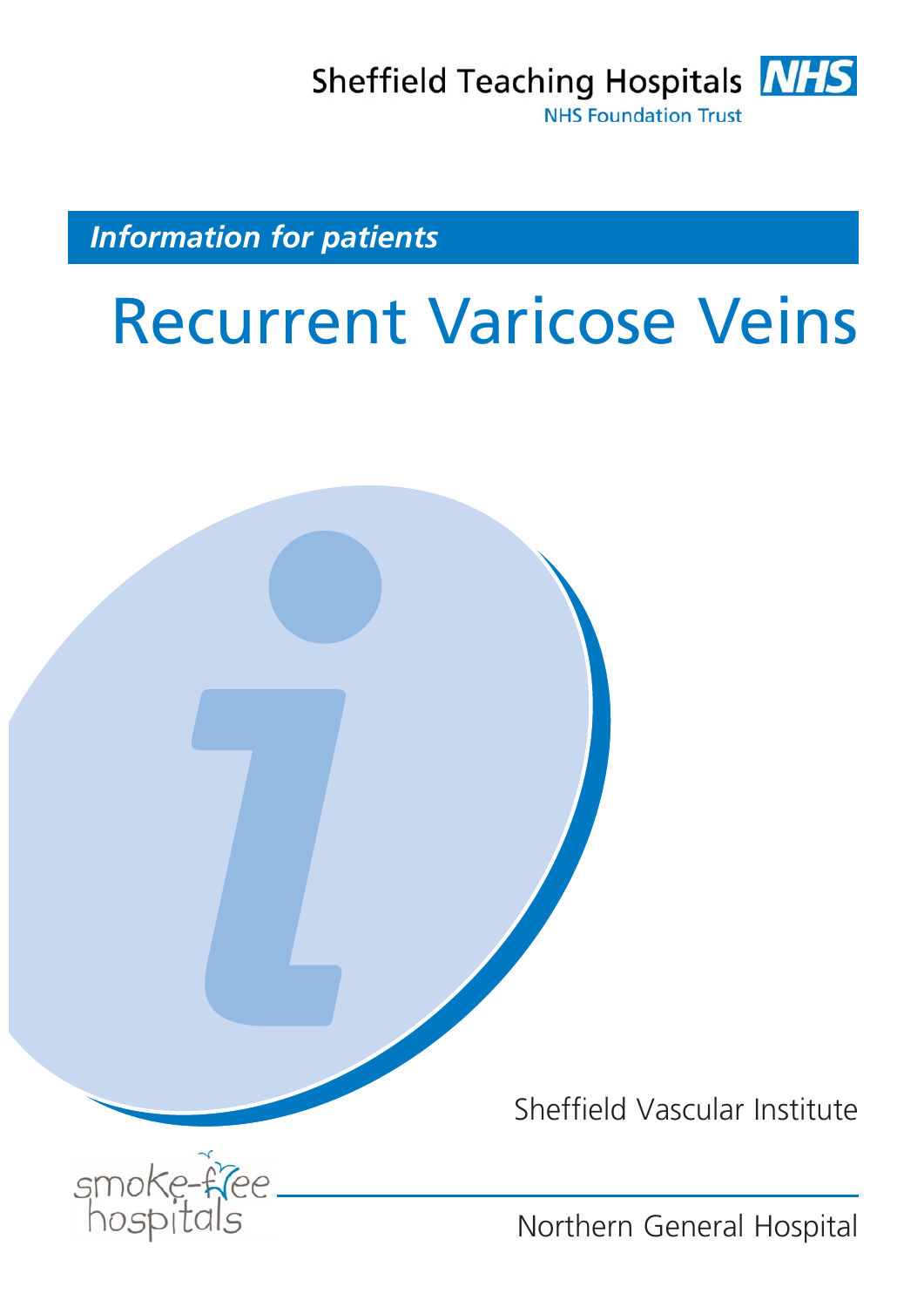Sheffield Teaching Hospitals NHS
NHS Foundation Trust

*Information for patients*

# Recurrent Varicose Veins

Sheffield Vascular Institute

smoke-free hospitals

Northern General Hospital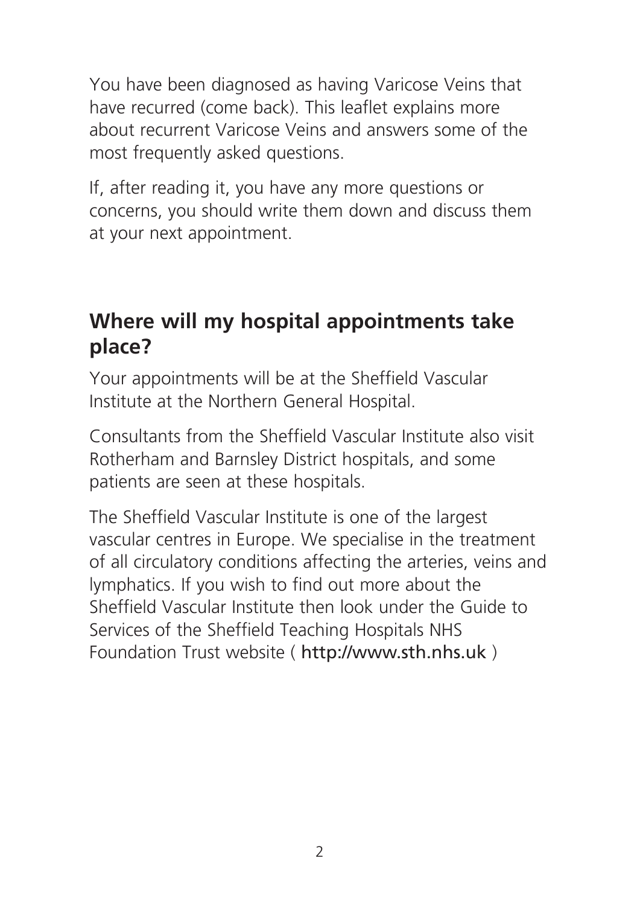You have been diagnosed as having Varicose Veins that have recurred (come back). This leaflet explains more about recurrent Varicose Veins and answers some of the most frequently asked questions.

If, after reading it, you have any more questions or concerns, you should write them down and discuss them at your next appointment.

## Where will my hospital appointments take place?

Your appointments will be at the Sheffield Vascular Institute at the Northern General Hospital.

Consultants from the Sheffield Vascular Institute also visit Rotherham and Barnsley District hospitals, and some patients are seen at these hospitals.

The Sheffield Vascular Institute is one of the largest vascular centres in Europe. We specialise in the treatment of all circulatory conditions affecting the arteries, veins and lymphatics. If you wish to find out more about the Sheffield Vascular Institute then look under the Guide to Services of the Sheffield Teaching Hospitals NHS Foundation Trust website ( http://www.sth.nhs.uk )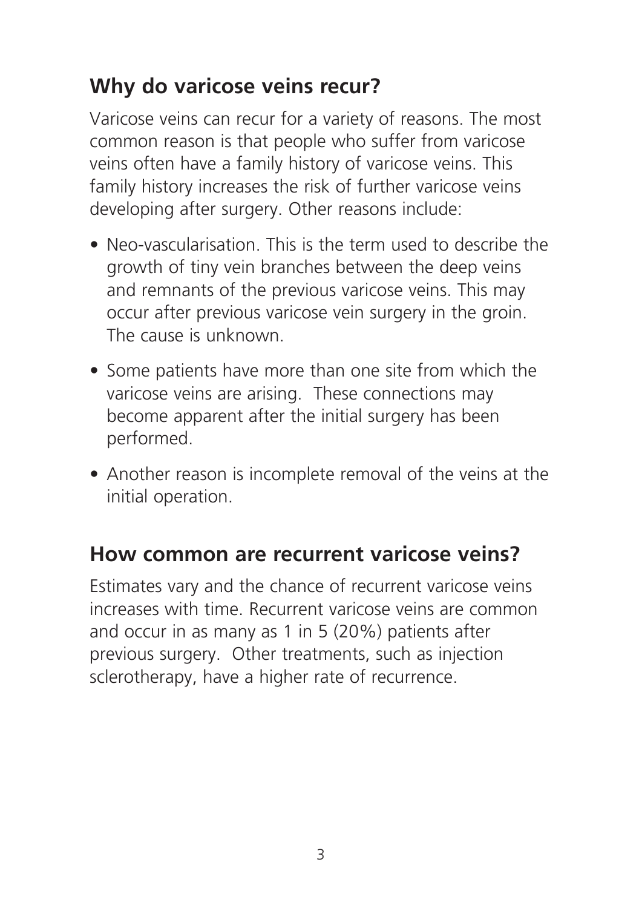## Why do varicose veins recur?

Varicose veins can recur for a variety of reasons. The most common reason is that people who suffer from varicose veins often have a family history of varicose veins. This family history increases the risk of further varicose veins developing after surgery. Other reasons include:

- Neo-vascularisation. This is the term used to describe the growth of tiny vein branches between the deep veins and remnants of the previous varicose veins. This may occur after previous varicose vein surgery in the groin. The cause is unknown.
- Some patients have more than one site from which the varicose veins are arising. These connections may become apparent after the initial surgery has been performed.
- Another reason is incomplete removal of the veins at the initial operation.

## How common are recurrent varicose veins?

Estimates vary and the chance of recurrent varicose veins increases with time. Recurrent varicose veins are common and occur in as many as 1 in 5 (20%) patients after previous surgery. Other treatments, such as injection sclerotherapy, have a higher rate of recurrence.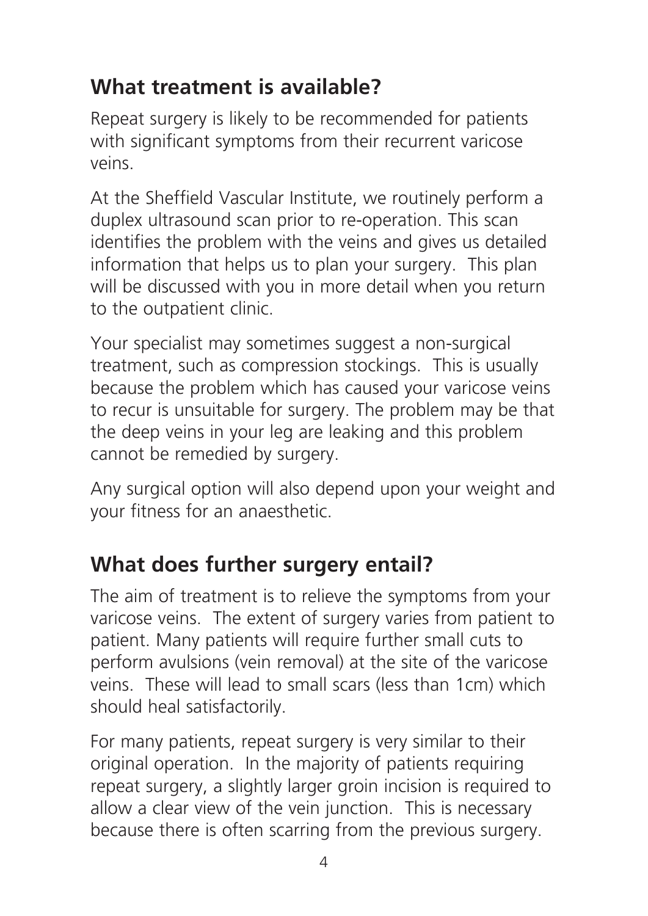## What treatment is available?

Repeat surgery is likely to be recommended for patients with significant symptoms from their recurrent varicose veins.

At the Sheffield Vascular Institute, we routinely perform a duplex ultrasound scan prior to re-operation. This scan identifies the problem with the veins and gives us detailed information that helps us to plan your surgery. This plan will be discussed with you in more detail when you return to the outpatient clinic.

Your specialist may sometimes suggest a non-surgical treatment, such as compression stockings. This is usually because the problem which has caused your varicose veins to recur is unsuitable for surgery. The problem may be that the deep veins in your leg are leaking and this problem cannot be remedied by surgery.

Any surgical option will also depend upon your weight and your fitness for an anaesthetic.

## What does further surgery entail?

The aim of treatment is to relieve the symptoms from your varicose veins. The extent of surgery varies from patient to patient. Many patients will require further small cuts to perform avulsions (vein removal) at the site of the varicose veins. These will lead to small scars (less than 1cm) which should heal satisfactorily.

For many patients, repeat surgery is very similar to their original operation. In the majority of patients requiring repeat surgery, a slightly larger groin incision is required to allow a clear view of the vein junction. This is necessary because there is often scarring from the previous surgery.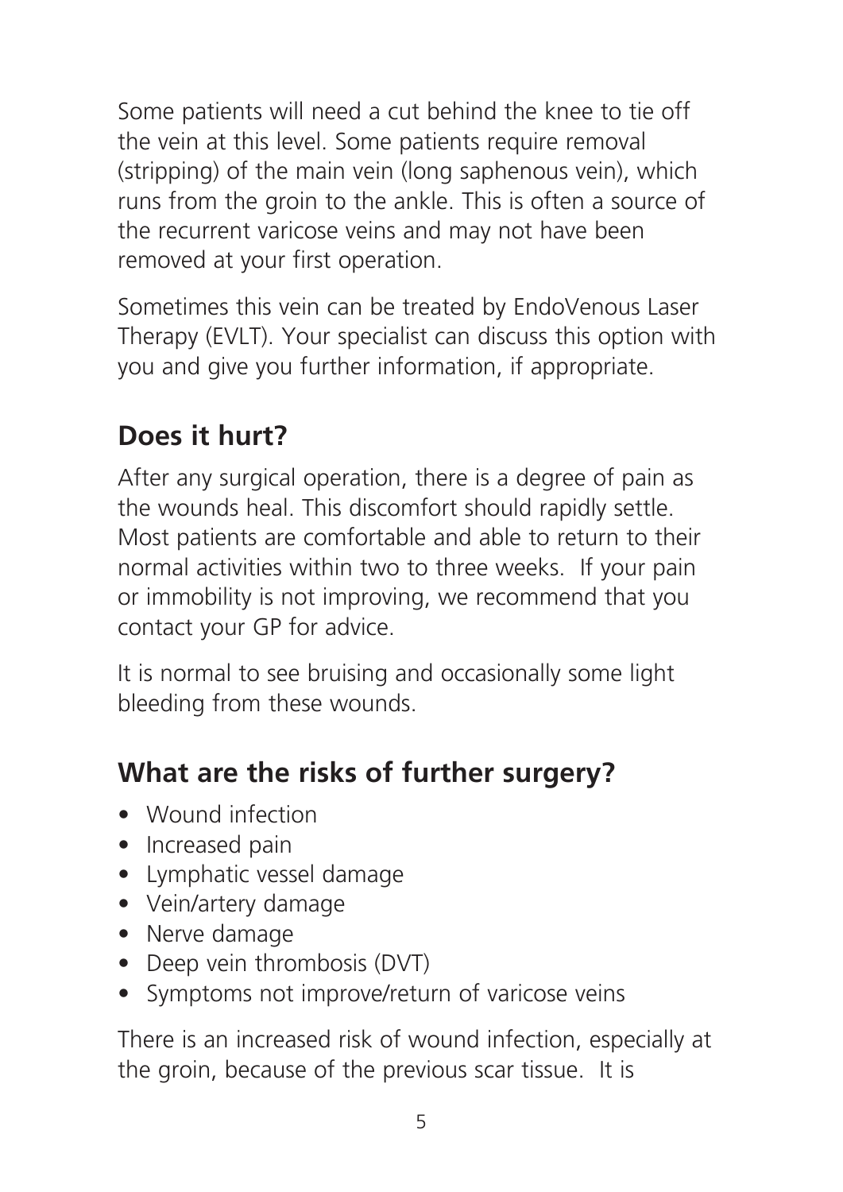Some patients will need a cut behind the knee to tie off the vein at this level. Some patients require removal (stripping) of the main vein (long saphenous vein), which runs from the groin to the ankle. This is often a source of the recurrent varicose veins and may not have been removed at your first operation.

Sometimes this vein can be treated by EndoVenous Laser Therapy (EVLT). Your specialist can discuss this option with you and give you further information, if appropriate.

## Does it hurt?

After any surgical operation, there is a degree of pain as the wounds heal. This discomfort should rapidly settle. Most patients are comfortable and able to return to their normal activities within two to three weeks. If your pain or immobility is not improving, we recommend that you contact your GP for advice.

It is normal to see bruising and occasionally some light bleeding from these wounds.

## What are the risks of further surgery?

- Wound infection
- Increased pain
- Lymphatic vessel damage
- Vein/artery damage
- Nerve damage
- Deep vein thrombosis (DVT)
- Symptoms not improve/return of varicose veins

There is an increased risk of wound infection, especially at the groin, because of the previous scar tissue. It is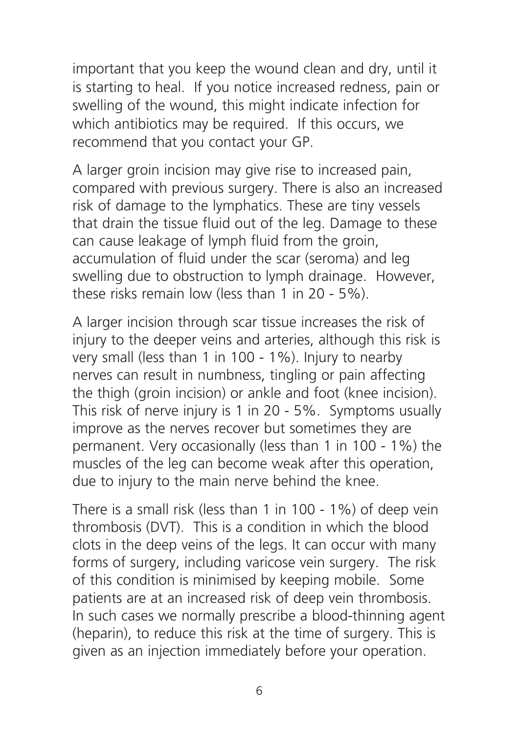important that you keep the wound clean and dry, until it is starting to heal. If you notice increased redness, pain or swelling of the wound, this might indicate infection for which antibiotics may be required. If this occurs, we recommend that you contact your GP.

A larger groin incision may give rise to increased pain, compared with previous surgery. There is also an increased risk of damage to the lymphatics. These are tiny vessels that drain the tissue fluid out of the leg. Damage to these can cause leakage of lymph fluid from the groin, accumulation of fluid under the scar (seroma) and leg swelling due to obstruction to lymph drainage. However, these risks remain low (less than 1 in 20 - 5%).

A larger incision through scar tissue increases the risk of injury to the deeper veins and arteries, although this risk is very small (less than 1 in 100 - 1%). Injury to nearby nerves can result in numbness, tingling or pain affecting the thigh (groin incision) or ankle and foot (knee incision). This risk of nerve injury is 1 in 20 - 5%. Symptoms usually improve as the nerves recover but sometimes they are permanent. Very occasionally (less than 1 in 100 - 1%) the muscles of the leg can become weak after this operation, due to injury to the main nerve behind the knee.

There is a small risk (less than 1 in 100 - 1%) of deep vein thrombosis (DVT). This is a condition in which the blood clots in the deep veins of the legs. It can occur with many forms of surgery, including varicose vein surgery. The risk of this condition is minimised by keeping mobile. Some patients are at an increased risk of deep vein thrombosis. In such cases we normally prescribe a blood-thinning agent (heparin), to reduce this risk at the time of surgery. This is given as an injection immediately before your operation.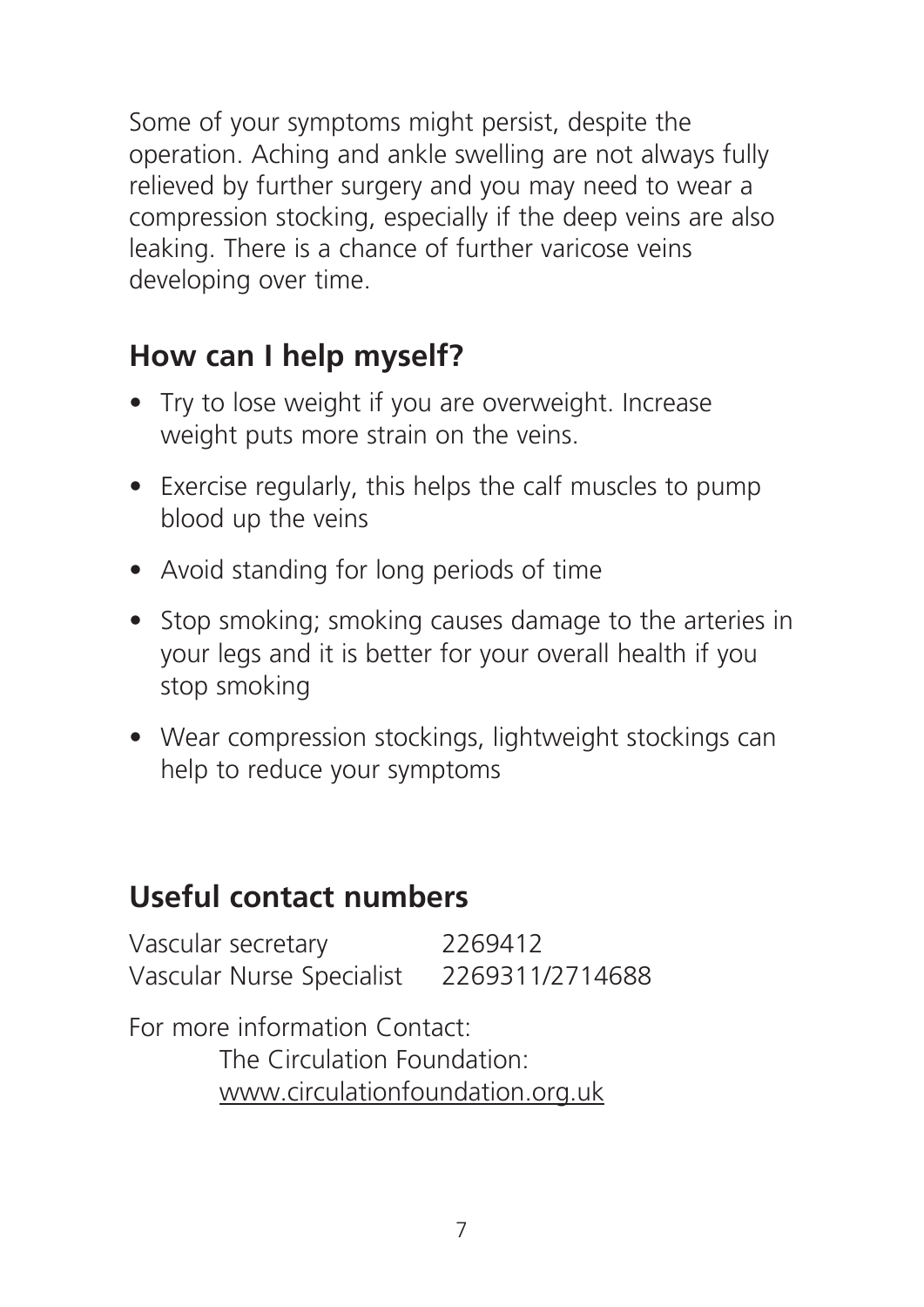Some of your symptoms might persist, despite the operation. Aching and ankle swelling are not always fully relieved by further surgery and you may need to wear a compression stocking, especially if the deep veins are also leaking. There is a chance of further varicose veins developing over time.

## How can I help myself?

- Try to lose weight if you are overweight. Increase weight puts more strain on the veins.
- Exercise regularly, this helps the calf muscles to pump blood up the veins
- Avoid standing for long periods of time
- Stop smoking; smoking causes damage to the arteries in your legs and it is better for your overall health if you stop smoking
- Wear compression stockings, lightweight stockings can help to reduce your symptoms

## Useful contact numbers

| | |
|---|---|
| Vascular secretary | 2269412 |
| Vascular Nurse Specialist | 2269311/2714688 |

For more information Contact:
The Circulation Foundation:
www.circulationfoundation.org.uk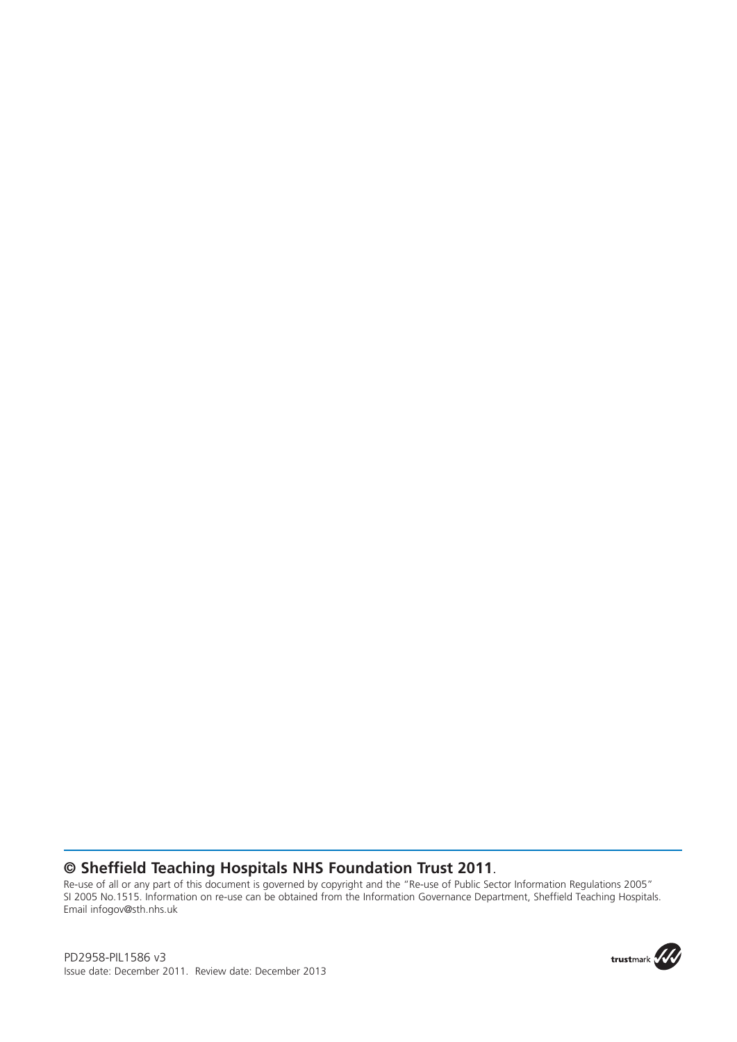**© Sheffield Teaching Hospitals NHS Foundation Trust 2011**.

Re-use of all or any part of this document is governed by copyright and the "Re-use of Public Sector Information Regulations 2005" SI 2005 No.1515. Information on re-use can be obtained from the Information Governance Department, Sheffield Teaching Hospitals. Email infogov@sth.nhs.uk

PD2958-PIL1586 v3
Issue date: December 2011. Review date: December 2013

trustmark